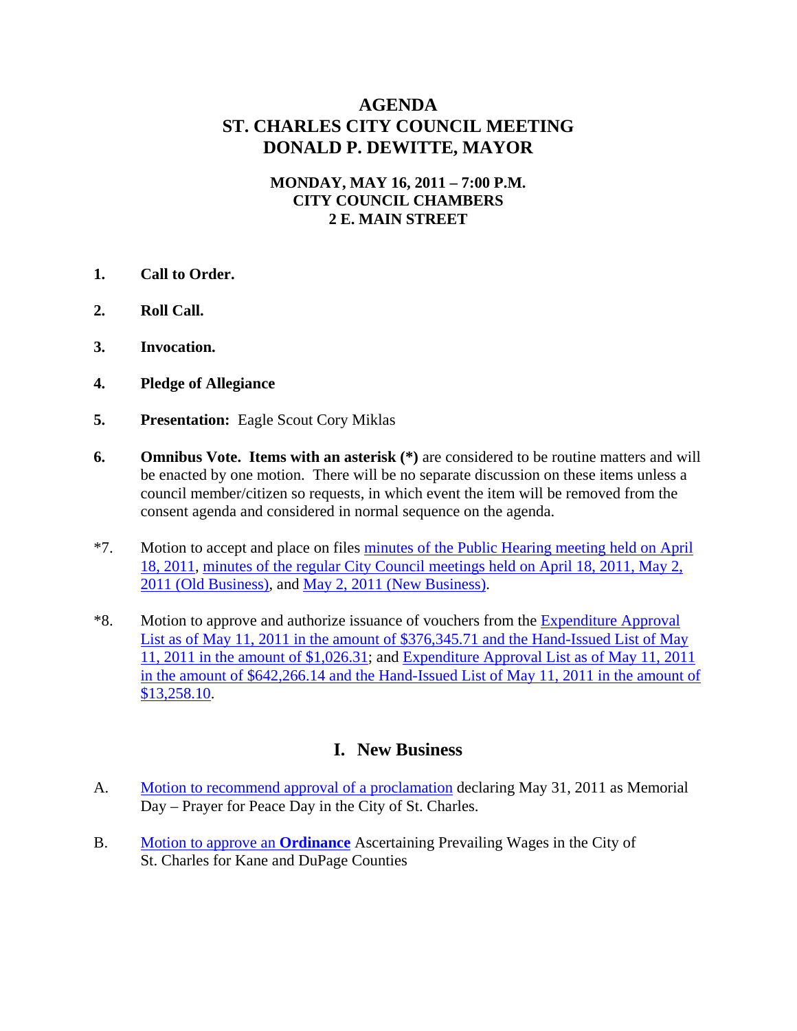# AGENDA
# ST. CHARLES CITY COUNCIL MEETING
# DONALD P. DEWITTE, MAYOR

**MONDAY, MAY 16, 2011 – 7:00 P.M.**
**CITY COUNCIL CHAMBERS**
**2 E. MAIN STREET**

1. **Call to Order.**

2. **Roll Call.**

3. **Invocation.**

4. **Pledge of Allegiance**

5. **Presentation:** Eagle Scout Cory Miklas

6. **Omnibus Vote. Items with an asterisk (*)** are considered to be routine matters and will be enacted by one motion. There will be no separate discussion on these items unless a council member/citizen so requests, in which event the item will be removed from the consent agenda and considered in normal sequence on the agenda.

*7. Motion to accept and place on files minutes of the Public Hearing meeting held on April 18, 2011, minutes of the regular City Council meetings held on April 18, 2011, May 2, 2011 (Old Business), and May 2, 2011 (New Business).

*8. Motion to approve and authorize issuance of vouchers from the Expenditure Approval List as of May 11, 2011 in the amount of $376,345.71 and the Hand-Issued List of May 11, 2011 in the amount of $1,026.31; and Expenditure Approval List as of May 11, 2011 in the amount of $642,266.14 and the Hand-Issued List of May 11, 2011 in the amount of $13,258.10.

## I. New Business

A. Motion to recommend approval of a proclamation declaring May 31, 2011 as Memorial Day – Prayer for Peace Day in the City of St. Charles.

B. Motion to approve an **Ordinance** Ascertaining Prevailing Wages in the City of St. Charles for Kane and DuPage Counties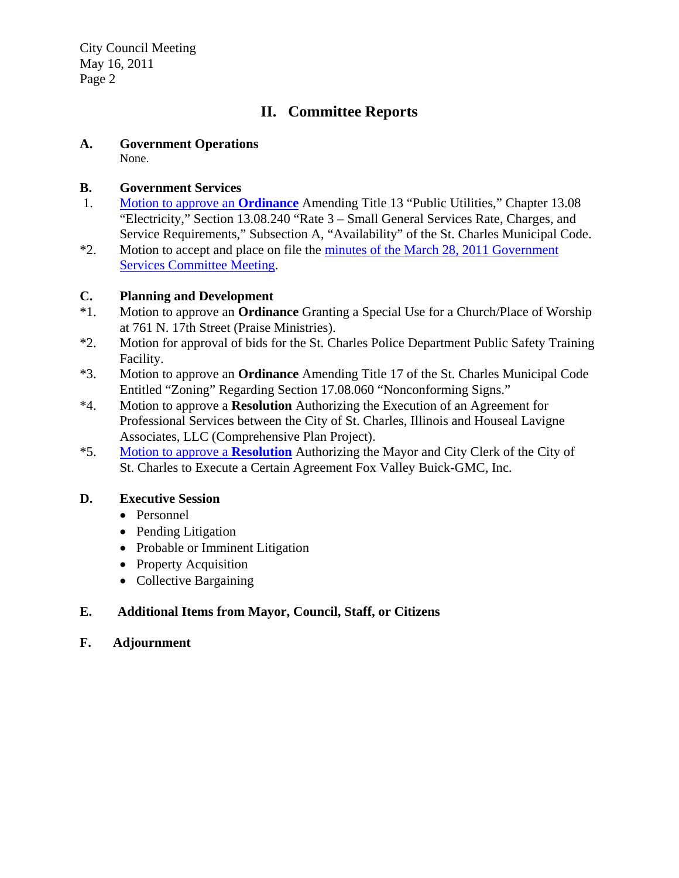## II. Committee Reports

**A. Government Operations**

None.

**B. Government Services**

1. Motion to approve an **Ordinance** Amending Title 13 “Public Utilities,” Chapter 13.08 “Electricity,” Section 13.08.240 “Rate 3 – Small General Services Rate, Charges, and Service Requirements,” Subsection A, “Availability” of the St. Charles Municipal Code.

*2. Motion to accept and place on file the minutes of the March 28, 2011 Government Services Committee Meeting.

**C. Planning and Development**

*1. Motion to approve an **Ordinance** Granting a Special Use for a Church/Place of Worship at 761 N. 17th Street (Praise Ministries).

*2. Motion for approval of bids for the St. Charles Police Department Public Safety Training Facility.

*3. Motion to approve an **Ordinance** Amending Title 17 of the St. Charles Municipal Code Entitled “Zoning” Regarding Section 17.08.060 “Nonconforming Signs.”

*4. Motion to approve a **Resolution** Authorizing the Execution of an Agreement for Professional Services between the City of St. Charles, Illinois and Houseal Lavigne Associates, LLC (Comprehensive Plan Project).

*5. Motion to approve a **Resolution** Authorizing the Mayor and City Clerk of the City of St. Charles to Execute a Certain Agreement Fox Valley Buick-GMC, Inc.

**D. Executive Session**

- Personnel
- Pending Litigation
- Probable or Imminent Litigation
- Property Acquisition
- Collective Bargaining

**E. Additional Items from Mayor, Council, Staff, or Citizens**

**F. Adjournment**